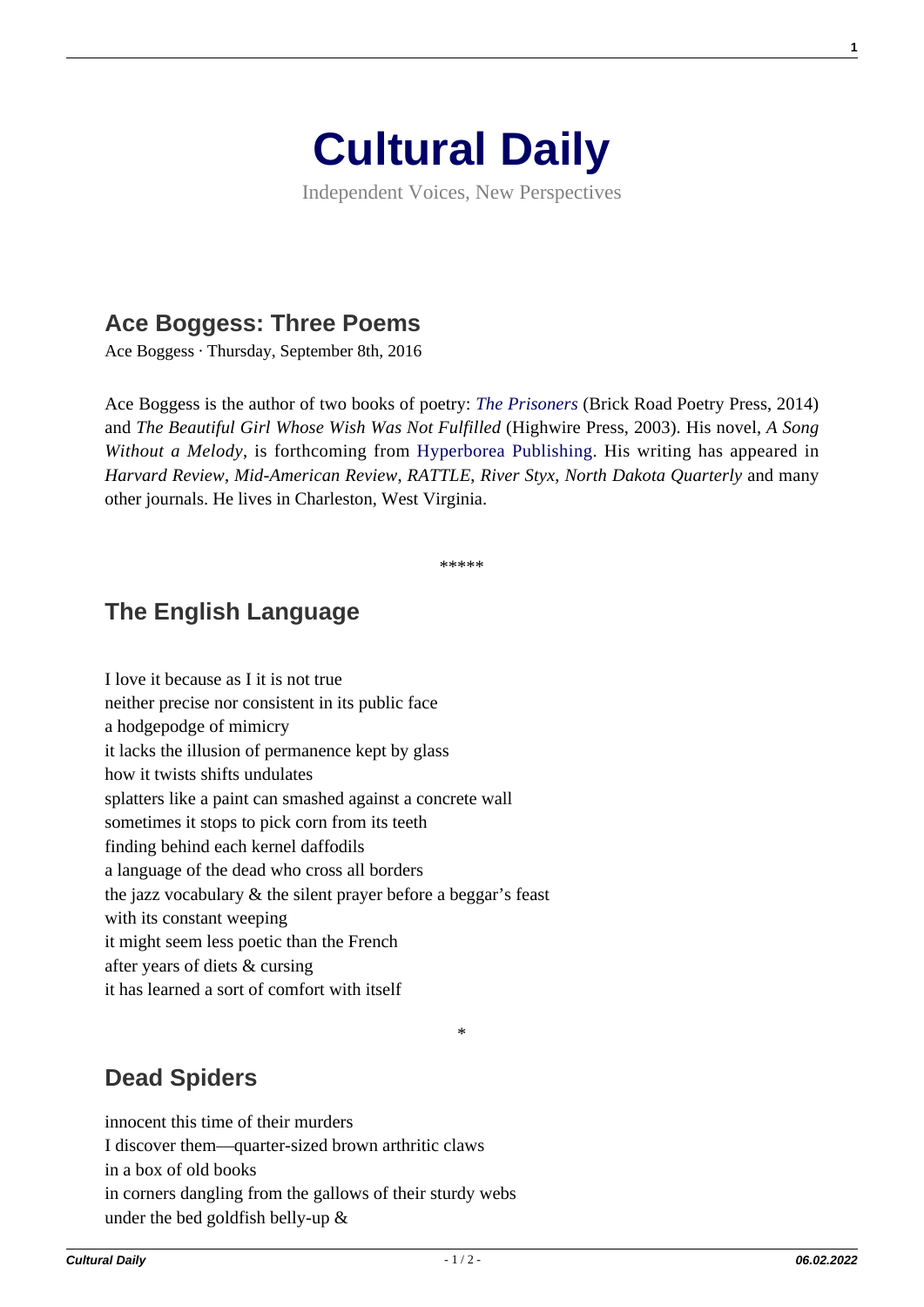# Cultural Daily

Independent Voices, New Perspectives

## Ace Boggess: Three Poems

Ace Boggess · Thursday, September 8th, 2016

Ace Boggess is the author of two books of poetry: *The Prisoners* (Brick Road Poetry Press, 2014) and *The Beautiful Girl Whose Wish Was Not Fulfilled* (Highwire Press, 2003). His novel, *A Song Without a Melody*, is forthcoming from Hyperborea Publishing. His writing has appeared in *Harvard Review*, *Mid-American Review*, *RATTLE*, *River Styx*, *North Dakota Quarterly* and many other journals. He lives in Charleston, West Virginia.

*****

## The English Language

I love it because as I it is not true  
neither precise nor consistent in its public face  
a hodgepodge of mimicry  
it lacks the illusion of permanence kept by glass  
how it twists shifts undulates  
splatters like a paint can smashed against a concrete wall  
sometimes it stops to pick corn from its teeth  
finding behind each kernel daffodils  
a language of the dead who cross all borders  
the jazz vocabulary & the silent prayer before a beggar's feast  
with its constant weeping  
it might seem less poetic than the French  
after years of diets & cursing  
it has learned a sort of comfort with itself

*

## Dead Spiders

innocent this time of their murders  
I discover them—quarter-sized brown arthritic claws  
in a box of old books  
in corners dangling from the gallows of their sturdy webs  
under the bed goldfish belly-up &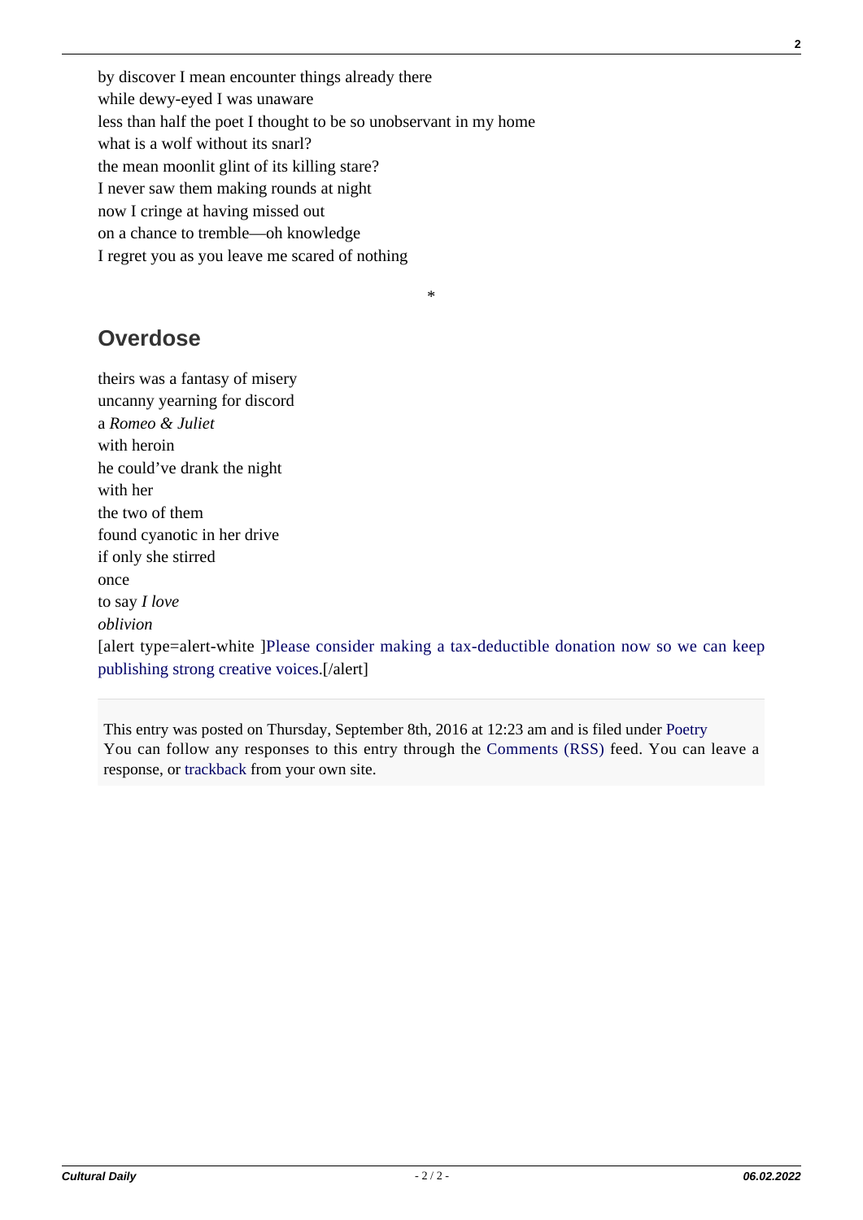by discover I mean encounter things already there
while dewy-eyed I was unaware
less than half the poet I thought to be so unobservant in my home
what is a wolf without its snarl?
the mean moonlit glint of its killing stare?
I never saw them making rounds at night
now I cringe at having missed out
on a chance to tremble—oh knowledge
I regret you as you leave me scared of nothing

*

## Overdose

theirs was a fantasy of misery
uncanny yearning for discord
a *Romeo & Juliet*
with heroin
he could've drank the night
with her
the two of them
found cyanotic in her drive
if only she stirred
once
to say *I love*
*oblivion*
[alert type=alert-white ]Please consider making a tax-deductible donation now so we can keep publishing strong creative voices.[/alert]

This entry was posted on Thursday, September 8th, 2016 at 12:23 am and is filed under Poetry
You can follow any responses to this entry through the Comments (RSS) feed. You can leave a response, or trackback from your own site.